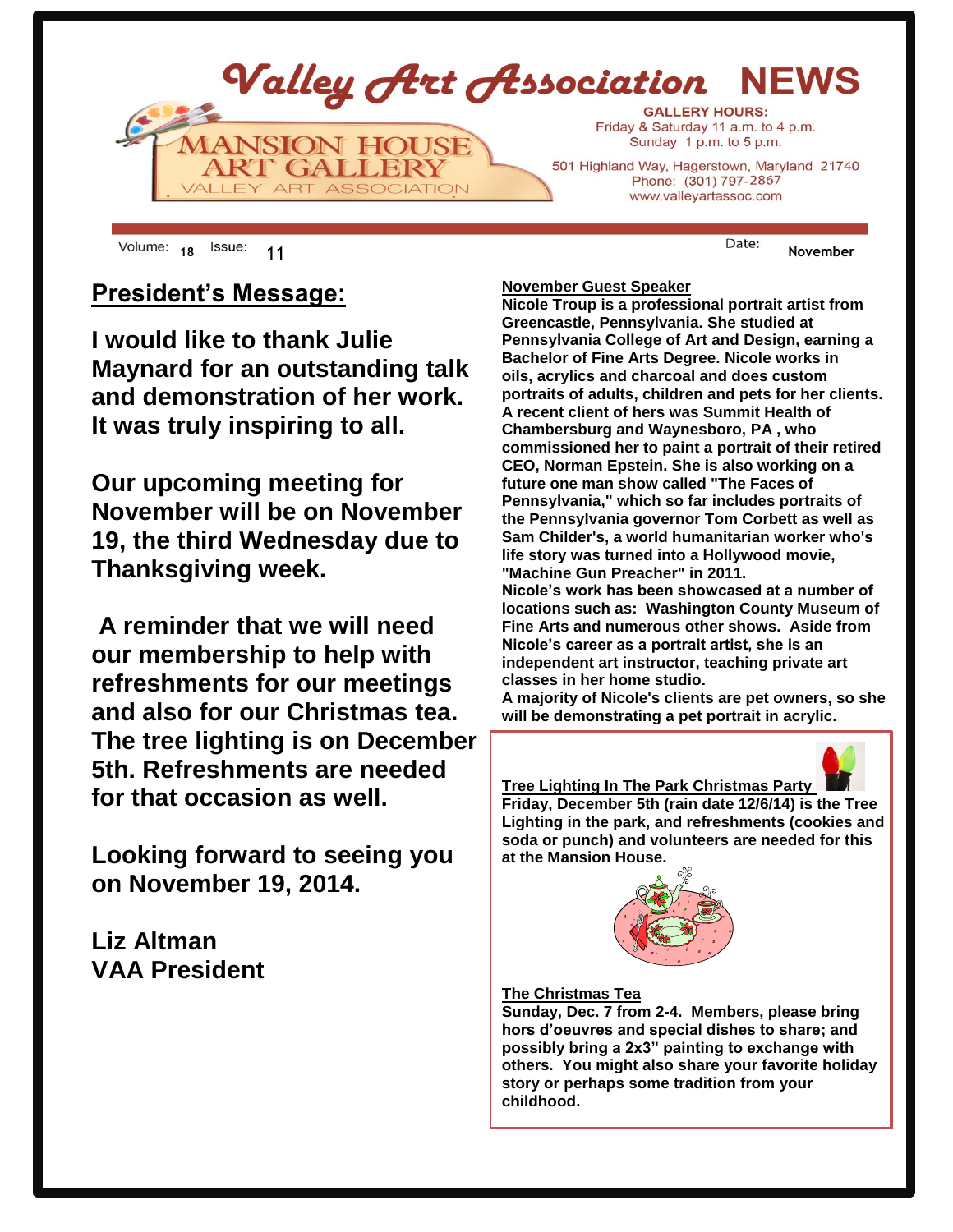# Valley Art Association NEWS

MANSION HOUSE ART GALLERY
VALLEY ART ASSOCIATION

**GALLERY HOURS:**
Friday & Saturday 11 a.m. to 4 p.m.
Sunday 1 p.m. to 5 p.m.

501 Highland Way, Hagerstown, Maryland 21740
Phone: (301) 797-2867
www.valleyartassoc.com

Volume: 18 Issue: 11 Date: November

## President's Message:

**I would like to thank Julie Maynard for an outstanding talk and demonstration of her work. It was truly inspiring to all.**

**Our upcoming meeting for November will be on November 19, the third Wednesday due to Thanksgiving week.**

**A reminder that we will need our membership to help with refreshments for our meetings and also for our Christmas tea. The tree lighting is on December 5th. Refreshments are needed for that occasion as well.**

**Looking forward to seeing you on November 19, 2014.**

**Liz Altman**
**VAA President**

### November Guest Speaker

**Nicole Troup is a professional portrait artist from Greencastle, Pennsylvania. She studied at Pennsylvania College of Art and Design, earning a Bachelor of Fine Arts Degree. Nicole works in oils, acrylics and charcoal and does custom portraits of adults, children and pets for her clients. A recent client of hers was Summit Health of Chambersburg and Waynesboro, PA , who commissioned her to paint a portrait of their retired CEO, Norman Epstein. She is also working on a future one man show called "The Faces of Pennsylvania," which so far includes portraits of the Pennsylvania governor Tom Corbett as well as Sam Childer's, a world humanitarian worker who's life story was turned into a Hollywood movie, "Machine Gun Preacher" in 2011.**
**Nicole's work has been showcased at a number of locations such as: Washington County Museum of Fine Arts and numerous other shows. Aside from Nicole's career as a portrait artist, she is an independent art instructor, teaching private art classes in her home studio.**
**A majority of Nicole's clients are pet owners, so she will be demonstrating a pet portrait in acrylic.**

### Tree Lighting In The Park Christmas Party

**Friday, December 5th (rain date 12/6/14) is the Tree Lighting in the park, and refreshments (cookies and soda or punch) and volunteers are needed for this at the Mansion House.**

### The Christmas Tea

**Sunday, Dec. 7 from 2-4. Members, please bring hors d'oeuvres and special dishes to share; and possibly bring a 2x3" painting to exchange with others. You might also share your favorite holiday story or perhaps some tradition from your childhood.**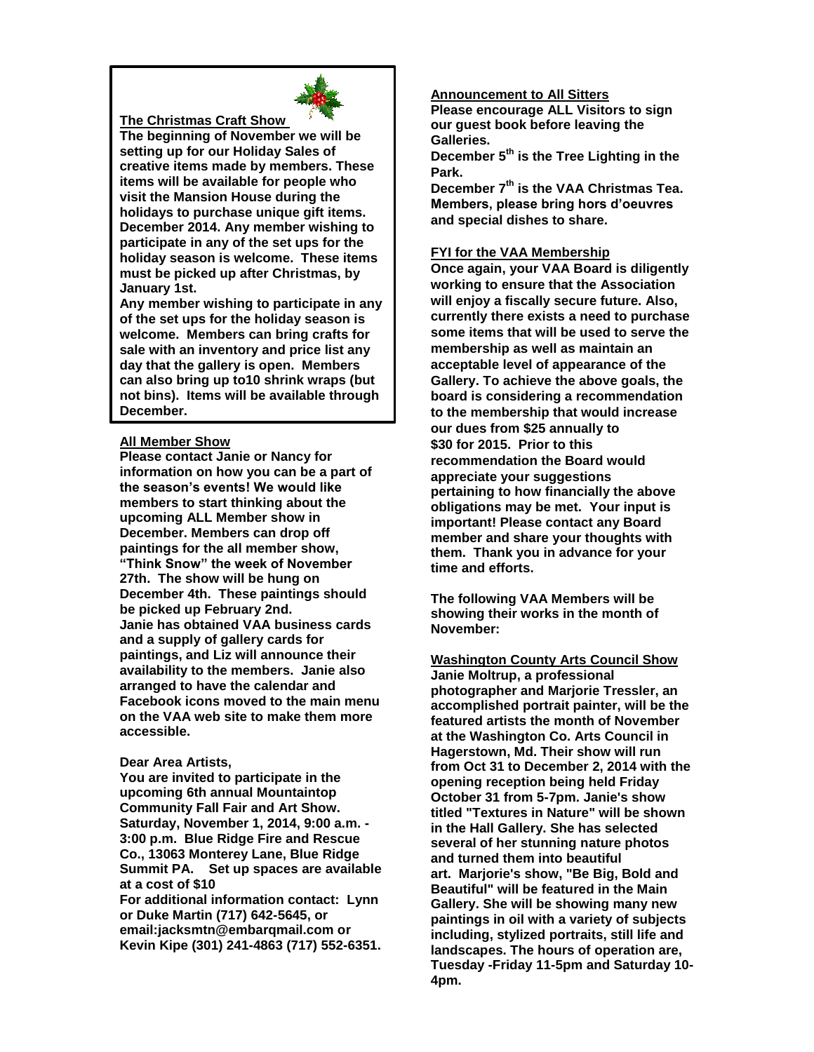**The Christmas Craft Show**

**The beginning of November we will be setting up for our Holiday Sales of creative items made by members. These items will be available for people who visit the Mansion House during the holidays to purchase unique gift items. December 2014. Any member wishing to participate in any of the set ups for the holiday season is welcome. These items must be picked up after Christmas, by January 1st.**

**Any member wishing to participate in any of the set ups for the holiday season is welcome. Members can bring crafts for sale with an inventory and price list any day that the gallery is open. Members can also bring up to10 shrink wraps (but not bins). Items will be available through December.**

**All Member Show**

**Please contact Janie or Nancy for information on how you can be a part of the season's events! We would like members to start thinking about the upcoming ALL Member show in December. Members can drop off paintings for the all member show, "Think Snow" the week of November 27th. The show will be hung on December 4th. These paintings should be picked up February 2nd.**

**Janie has obtained VAA business cards and a supply of gallery cards for paintings, and Liz will announce their availability to the members. Janie also arranged to have the calendar and Facebook icons moved to the main menu on the VAA web site to make them more accessible.**

**Dear Area Artists,**

**You are invited to participate in the upcoming 6th annual Mountaintop Community Fall Fair and Art Show. Saturday, November 1, 2014, 9:00 a.m. - 3:00 p.m. Blue Ridge Fire and Rescue Co., 13063 Monterey Lane, Blue Ridge Summit PA. Set up spaces are available at a cost of $10**

**For additional information contact: Lynn or Duke Martin (717) 642-5645, or email:jacksmtn@embarqmail.com or Kevin Kipe (301) 241-4863 (717) 552-6351.**

**Announcement to All Sitters**

**Please encourage ALL Visitors to sign our guest book before leaving the Galleries.**

**December 5th is the Tree Lighting in the Park.**

**December 7th is the VAA Christmas Tea. Members, please bring hors d'oeuvres and special dishes to share.**

**FYI for the VAA Membership**

**Once again, your VAA Board is diligently working to ensure that the Association will enjoy a fiscally secure future. Also, currently there exists a need to purchase some items that will be used to serve the membership as well as maintain an acceptable level of appearance of the Gallery. To achieve the above goals, the board is considering a recommendation to the membership that would increase our dues from $25 annually to $30 for 2015. Prior to this recommendation the Board would appreciate your suggestions pertaining to how financially the above obligations may be met. Your input is important! Please contact any Board member and share your thoughts with them. Thank you in advance for your time and efforts.**

**The following VAA Members will be showing their works in the month of November:**

**Washington County Arts Council Show**

**Janie Moltrup, a professional photographer and Marjorie Tressler, an accomplished portrait painter, will be the featured artists the month of November at the Washington Co. Arts Council in Hagerstown, Md. Their show will run from Oct 31 to December 2, 2014 with the opening reception being held Friday October 31 from 5-7pm. Janie's show titled "Textures in Nature" will be shown in the Hall Gallery. She has selected several of her stunning nature photos and turned them into beautiful art. Marjorie's show, "Be Big, Bold and Beautiful" will be featured in the Main Gallery. She will be showing many new paintings in oil with a variety of subjects including, stylized portraits, still life and landscapes. The hours of operation are, Tuesday -Friday 11-5pm and Saturday 10-4pm.**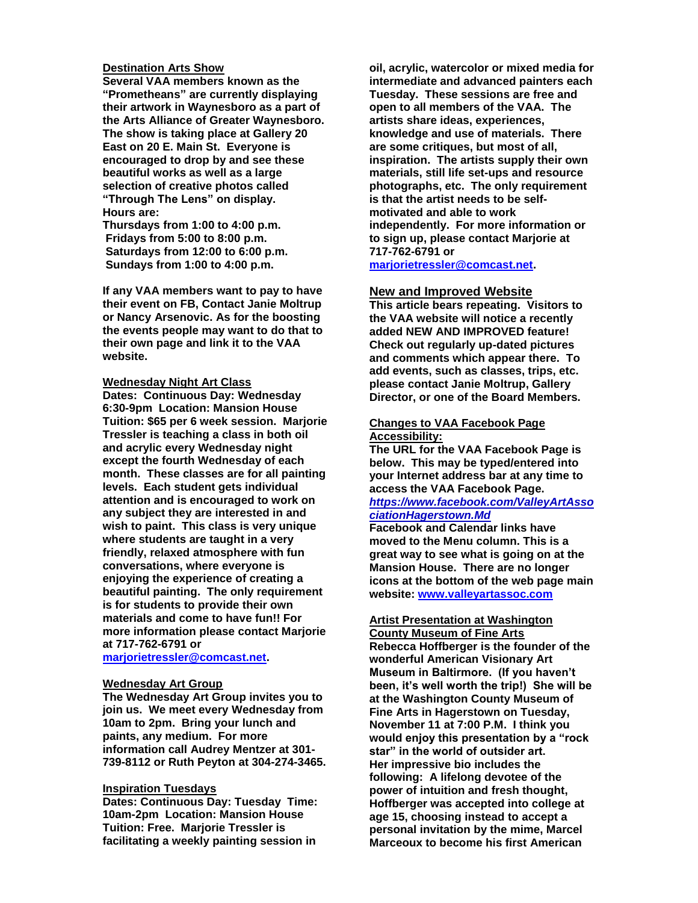**Destination Arts Show**

**Several VAA members known as the "Prometheans" are currently displaying their artwork in Waynesboro as a part of the Arts Alliance of Greater Waynesboro. The show is taking place at Gallery 20 East on 20 E. Main St. Everyone is encouraged to drop by and see these beautiful works as well as a large selection of creative photos called "Through The Lens" on display.**

**Hours are:**

**Thursdays from 1:00 to 4:00 p.m.**
**Fridays from 5:00 to 8:00 p.m.**
**Saturdays from 12:00 to 6:00 p.m.**
**Sundays from 1:00 to 4:00 p.m.**

**If any VAA members want to pay to have their event on FB, Contact Janie Moltrup or Nancy Arsenovic. As for the boosting the events people may want to do that to their own page and link it to the VAA website.**

**Wednesday Night Art Class**

**Dates: Continuous Day: Wednesday 6:30-9pm Location: Mansion House Tuition: $65 per 6 week session. Marjorie Tressler is teaching a class in both oil and acrylic every Wednesday night except the fourth Wednesday of each month. These classes are for all painting levels. Each student gets individual attention and is encouraged to work on any subject they are interested in and wish to paint. This class is very unique where students are taught in a very friendly, relaxed atmosphere with fun conversations, where everyone is enjoying the experience of creating a beautiful painting. The only requirement is for students to provide their own materials and come to have fun!! For more information please contact Marjorie at 717-762-6791 or marjorietressler@comcast.net.**

**Wednesday Art Group**

**The Wednesday Art Group invites you to join us. We meet every Wednesday from 10am to 2pm. Bring your lunch and paints, any medium. For more information call Audrey Mentzer at 301-739-8112 or Ruth Peyton at 304-274-3465.**

**Inspiration Tuesdays**

**Dates: Continuous Day: Tuesday Time: 10am-2pm Location: Mansion House Tuition: Free. Marjorie Tressler is facilitating a weekly painting session in oil, acrylic, watercolor or mixed media for intermediate and advanced painters each Tuesday. These sessions are free and open to all members of the VAA. The artists share ideas, experiences, knowledge and use of materials. There are some critiques, but most of all, inspiration. The artists supply their own materials, still life set-ups and resource photographs, etc. The only requirement is that the artist needs to be self-motivated and able to work independently. For more information or to sign up, please contact Marjorie at 717-762-6791 or marjorietressler@comcast.net.**

## New and Improved Website

**This article bears repeating. Visitors to the VAA website will notice a recently added NEW AND IMPROVED feature! Check out regularly up-dated pictures and comments which appear there. To add events, such as classes, trips, etc. please contact Janie Moltrup, Gallery Director, or one of the Board Members.**

**Changes to VAA Facebook Page Accessibility:**

**The URL for the VAA Facebook Page is below. This may be typed/entered into your Internet address bar at any time to access the VAA Facebook Page.**
***https://www.facebook.com/ValleyArtAssociationHagerstown.Md***
**Facebook and Calendar links have moved to the Menu column. This is a great way to see what is going on at the Mansion House. There are no longer icons at the bottom of the web page main website: www.valleyartassoc.com**

**Artist Presentation at Washington County Museum of Fine Arts**

**Rebecca Hoffberger is the founder of the wonderful American Visionary Art Museum in Baltirmore. (If you haven't been, it's well worth the trip!) She will be at the Washington County Museum of Fine Arts in Hagerstown on Tuesday, November 11 at 7:00 P.M. I think you would enjoy this presentation by a "rock star" in the world of outsider art.**
**Her impressive bio includes the following: A lifelong devotee of the power of intuition and fresh thought, Hoffberger was accepted into college at age 15, choosing instead to accept a personal invitation by the mime, Marcel Marceoux to become his first American**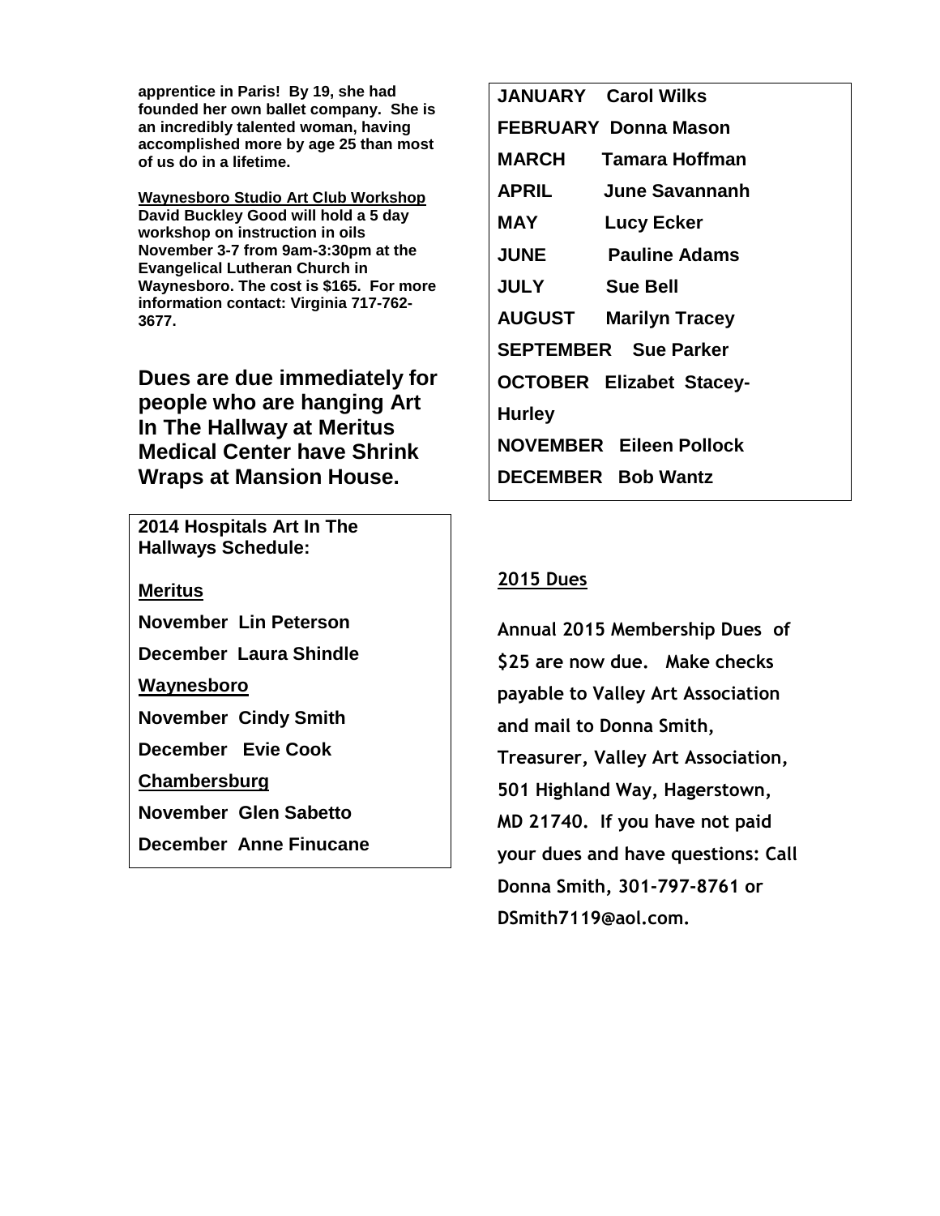**apprentice in Paris! By 19, she had founded her own ballet company. She is an incredibly talented woman, having accomplished more by age 25 than most of us do in a lifetime.**

**Waynesboro Studio Art Club Workshop**
**David Buckley Good will hold a 5 day workshop on instruction in oils November 3-7 from 9am-3:30pm at the Evangelical Lutheran Church in Waynesboro. The cost is $165. For more information contact: Virginia 717-762-3677.**

**Dues are due immediately for people who are hanging Art In The Hallway at Meritus Medical Center have Shrink Wraps at Mansion House.**

**2014 Hospitals Art In The Hallways Schedule:**

**Meritus**

**November Lin Peterson**

**December Laura Shindle**

**Waynesboro**

**November Cindy Smith**

**December Evie Cook**

**Chambersburg**

**November Glen Sabetto**

**December Anne Finucane**

| | |
|---|---|
| **JANUARY** | **Carol Wilks** |
| **FEBRUARY** | **Donna Mason** |
| **MARCH** | **Tamara Hoffman** |
| **APRIL** | **June Savannanh** |
| **MAY** | **Lucy Ecker** |
| **JUNE** | **Pauline Adams** |
| **JULY** | **Sue Bell** |
| **AUGUST** | **Marilyn Tracey** |
| **SEPTEMBER** | **Sue Parker** |
| **OCTOBER** | **Elizabet Stacey-Hurley** |
| **NOVEMBER** | **Eileen Pollock** |
| **DECEMBER** | **Bob Wantz** |

**2015 Dues**

**Annual 2015 Membership Dues of $25 are now due. Make checks payable to Valley Art Association and mail to Donna Smith, Treasurer, Valley Art Association, 501 Highland Way, Hagerstown, MD 21740. If you have not paid your dues and have questions: Call Donna Smith, 301-797-8761 or DSmith7119@aol.com.**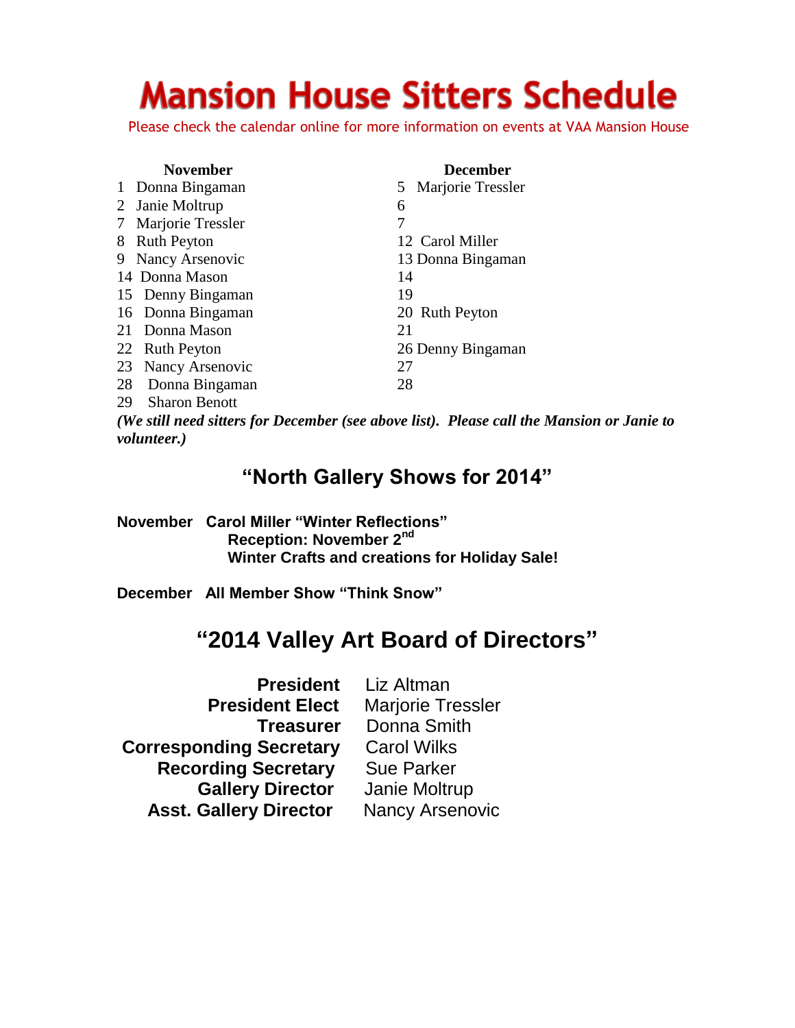# Mansion House Sitters Schedule

Please check the calendar online for more information on events at VAA Mansion House

| November | December |
|---|---|
| 1 Donna Bingaman | 5 Marjorie Tressler |
| 2 Janie Moltrup | 6 |
| 7 Marjorie Tressler | 7 |
| 8 Ruth Peyton | 12 Carol Miller |
| 9 Nancy Arsenovic | 13 Donna Bingaman |
| 14 Donna Mason | 14 |
| 15 Denny Bingaman | 19 |
| 16 Donna Bingaman | 20 Ruth Peyton |
| 21 Donna Mason | 21 |
| 22 Ruth Peyton | 26 Denny Bingaman |
| 23 Nancy Arsenovic | 27 |
| 28 Donna Bingaman | 28 |
| 29 Sharon Benott | |

***(We still need sitters for December (see above list). Please call the Mansion or Janie to volunteer.)***

## "North Gallery Shows for 2014"

**November Carol Miller "Winter Reflections"**
**Reception: November 2nd**
**Winter Crafts and creations for Holiday Sale!**

**December All Member Show "Think Snow"**

## "2014 Valley Art Board of Directors"

| | |
|---|---|
| **President** | Liz Altman |
| **President Elect** | Marjorie Tressler |
| **Treasurer** | Donna Smith |
| **Corresponding Secretary** | Carol Wilks |
| **Recording Secretary** | Sue Parker |
| **Gallery Director** | Janie Moltrup |
| **Asst. Gallery Director** | Nancy Arsenovic |